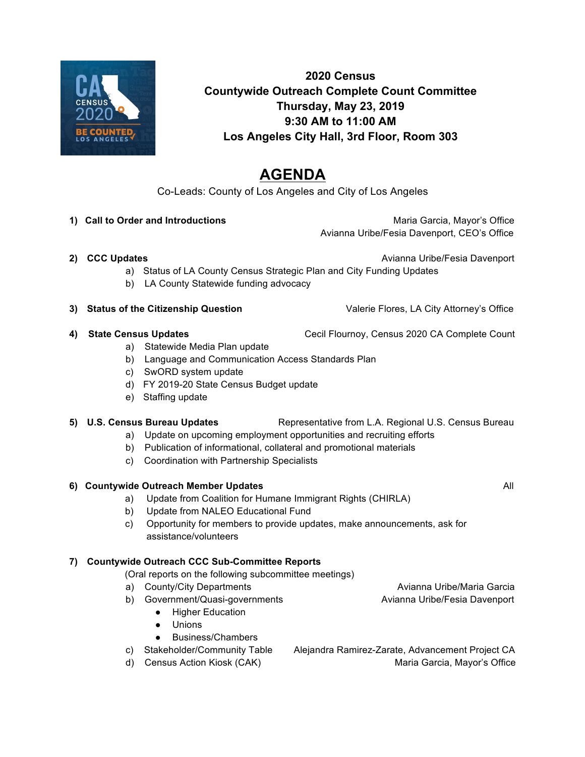**2020 Census**
**Countywide Outreach Complete Count Committee**
**Thursday, May 23, 2019**
**9:30 AM to 11:00 AM**
**Los Angeles City Hall, 3rd Floor, Room 303**

# AGENDA

Co-Leads: County of Los Angeles and City of Los Angeles

1) **Call to Order and Introductions** — Maria Garcia, Mayor's Office; Avianna Uribe/Fesia Davenport, CEO's Office

2) **CCC Updates** — Avianna Uribe/Fesia Davenport
   a) Status of LA County Census Strategic Plan and City Funding Updates
   b) LA County Statewide funding advocacy

3) **Status of the Citizenship Question** — Valerie Flores, LA City Attorney's Office

4) **State Census Updates** — Cecil Flournoy, Census 2020 CA Complete Count
   a) Statewide Media Plan update
   b) Language and Communication Access Standards Plan
   c) SwORD system update
   d) FY 2019-20 State Census Budget update
   e) Staffing update

5) **U.S. Census Bureau Updates** — Representative from L.A. Regional U.S. Census Bureau
   a) Update on upcoming employment opportunities and recruiting efforts
   b) Publication of informational, collateral and promotional materials
   c) Coordination with Partnership Specialists

6) **Countywide Outreach Member Updates** — All
   a) Update from Coalition for Humane Immigrant Rights (CHIRLA)
   b) Update from NALEO Educational Fund
   c) Opportunity for members to provide updates, make announcements, ask for assistance/volunteers

7) **Countywide Outreach CCC Sub-Committee Reports**
   (Oral reports on the following subcommittee meetings)
   a) County/City Departments — Avianna Uribe/Maria Garcia
   b) Government/Quasi-governments — Avianna Uribe/Fesia Davenport
      - Higher Education
      - Unions
      - Business/Chambers
   c) Stakeholder/Community Table — Alejandra Ramirez-Zarate, Advancement Project CA
   d) Census Action Kiosk (CAK) — Maria Garcia, Mayor's Office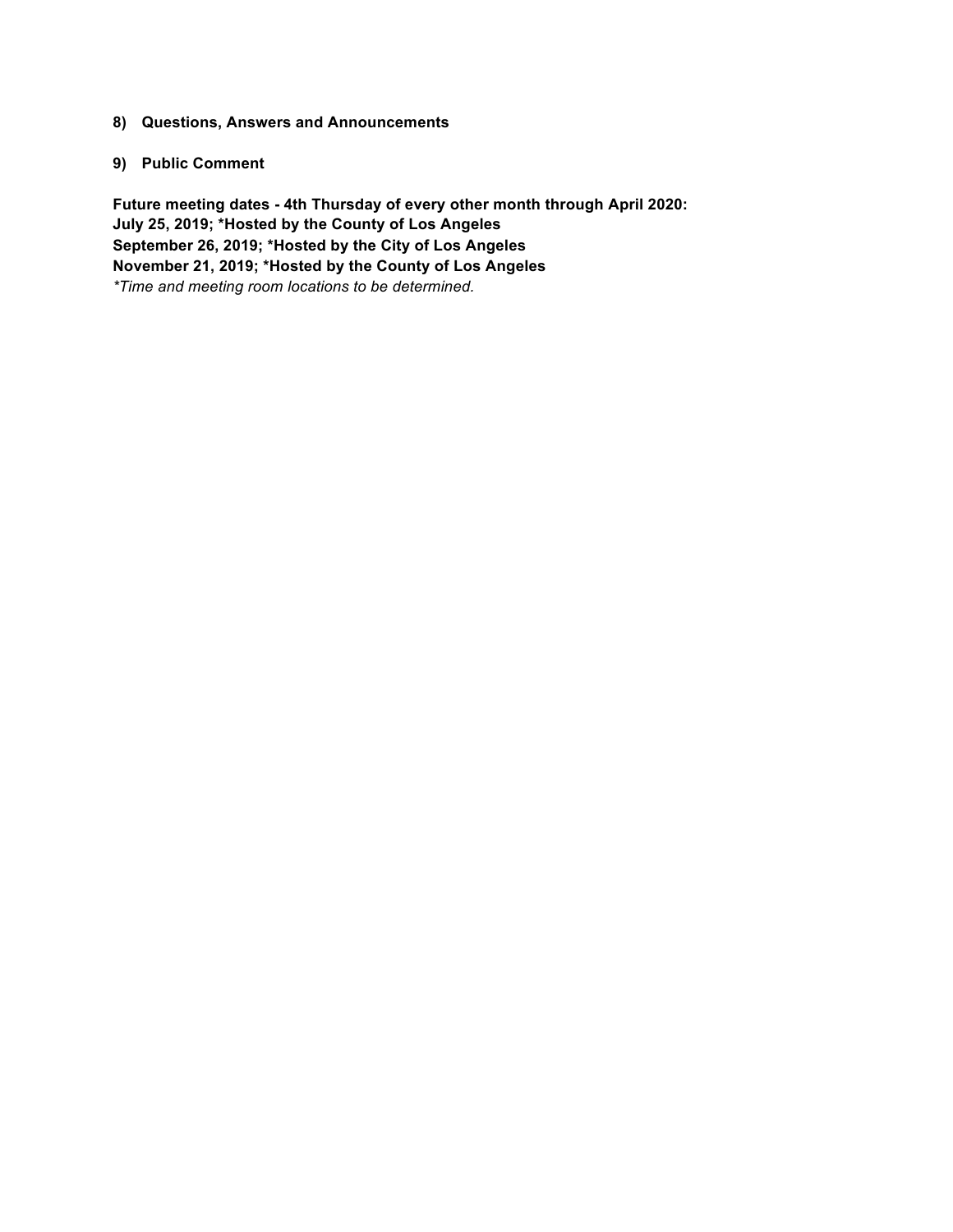**8) Questions, Answers and Announcements**

**9) Public Comment**

**Future meeting dates - 4th Thursday of every other month through April 2020:**
**July 25, 2019; *Hosted by the County of Los Angeles**
**September 26, 2019; *Hosted by the City of Los Angeles**
**November 21, 2019; *Hosted by the County of Los Angeles**
*\*Time and meeting room locations to be determined.*